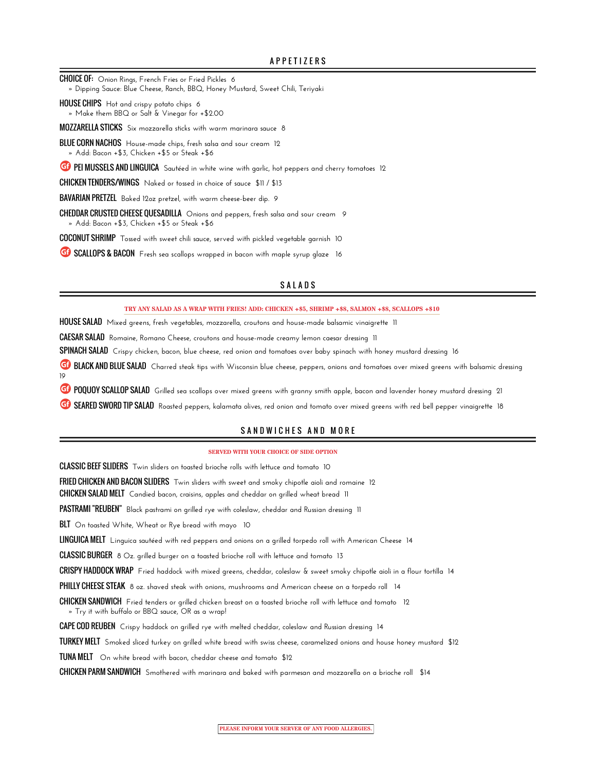## APPETIZERS

**CHOICE OF:** Onion Rings, French Fries or Fried Pickles 6
» Dipping Sauce: Blue Cheese, Ranch, BBQ, Honey Mustard, Sweet Chili, Teriyaki

**HOUSE CHIPS** Hot and crispy potato chips 6
» Make them BBQ or Salt & Vinegar for +$2.00

**MOZZARELLA STICKS** Six mozzarella sticks with warm marinara sauce 8

**BLUE CORN NACHOS** House-made chips, fresh salsa and sour cream 12
» Add: Bacon +$3, Chicken +$5 or Steak +$6

GF **PEI MUSSELS AND LINGUICA** Sautéed in white wine with garlic, hot peppers and cherry tomatoes 12

**CHICKEN TENDERS/WINGS** Naked or tossed in choice of sauce $11 / $13

**BAVARIAN PRETZEL** Baked 12oz pretzel, with warm cheese-beer dip. 9

**CHEDDAR CRUSTED CHEESE QUESADILLA** Onions and peppers, fresh salsa and sour cream 9
» Add: Bacon +$3, Chicken +$5 or Steak +$6

**COCONUT SHRIMP** Tossed with sweet chili sauce, served with pickled vegetable garnish 10

GF **SCALLOPS & BACON** Fresh sea scallops wrapped in bacon with maple syrup glaze 16

## SALADS

**TRY ANY SALAD AS A WRAP WITH FRIES! ADD: CHICKEN +$5, SHRIMP +$8, SALMON +$8, SCALLOPS +$10**

**HOUSE SALAD** Mixed greens, fresh vegetables, mozzarella, croutons and house-made balsamic vinaigrette 11

**CAESAR SALAD** Romaine, Romano Cheese, croutons and house-made creamy lemon caesar dressing 11

**SPINACH SALAD** Crispy chicken, bacon, blue cheese, red onion and tomatoes over baby spinach with honey mustard dressing 16

GF **BLACK AND BLUE SALAD** Charred steak tips with Wisconsin blue cheese, peppers, onions and tomatoes over mixed greens with balsamic dressing 19

GF **POQUOY SCALLOP SALAD** Grilled sea scallops over mixed greens with granny smith apple, bacon and lavender honey mustard dressing 21

GF **SEARED SWORD TIP SALAD** Roasted peppers, kalamata olives, red onion and tomato over mixed greens with red bell pepper vinaigrette 18

## SANDWICHES AND MORE

**SERVED WITH YOUR CHOICE OF SIDE OPTION**

**CLASSIC BEEF SLIDERS** Twin sliders on toasted brioche rolls with lettuce and tomato 10

**FRIED CHICKEN AND BACON SLIDERS** Twin sliders with sweet and smoky chipotle aioli and romaine 12

**CHICKEN SALAD MELT** Candied bacon, craisins, apples and cheddar on grilled wheat bread 11

**PASTRAMI "REUBEN"** Black pastrami on grilled rye with coleslaw, cheddar and Russian dressing 11

**BLT** On toasted White, Wheat or Rye bread with mayo 10

**LINGUICA MELT** Linguica sautéed with red peppers and onions on a grilled torpedo roll with American Cheese 14

**CLASSIC BURGER** 8 Oz. grilled burger on a toasted brioche roll with lettuce and tomato 13

**CRISPY HADDOCK WRAP** Fried haddock with mixed greens, cheddar, coleslaw & sweet smoky chipotle aioli in a flour tortilla 14

**PHILLY CHEESE STEAK** 8 oz. shaved steak with onions, mushrooms and American cheese on a torpedo roll 14

**CHICKEN SANDWICH** Fried tenders or grilled chicken breast on a toasted brioche roll with lettuce and tomato 12
» Try it with buffalo or BBQ sauce, OR as a wrap!

**CAPE COD REUBEN** Crispy haddock on grilled rye with melted cheddar, coleslaw and Russian dressing 14

**TURKEY MELT** Smoked sliced turkey on grilled white bread with swiss cheese, caramelized onions and house honey mustard $12

**TUNA MELT** On white bread with bacon, cheddar cheese and tomato $12

**CHICKEN PARM SANDWICH** Smothered with marinara and baked with parmesan and mozzarella on a brioche roll $14

**PLEASE INFORM YOUR SERVER OF ANY FOOD ALLERGIES.**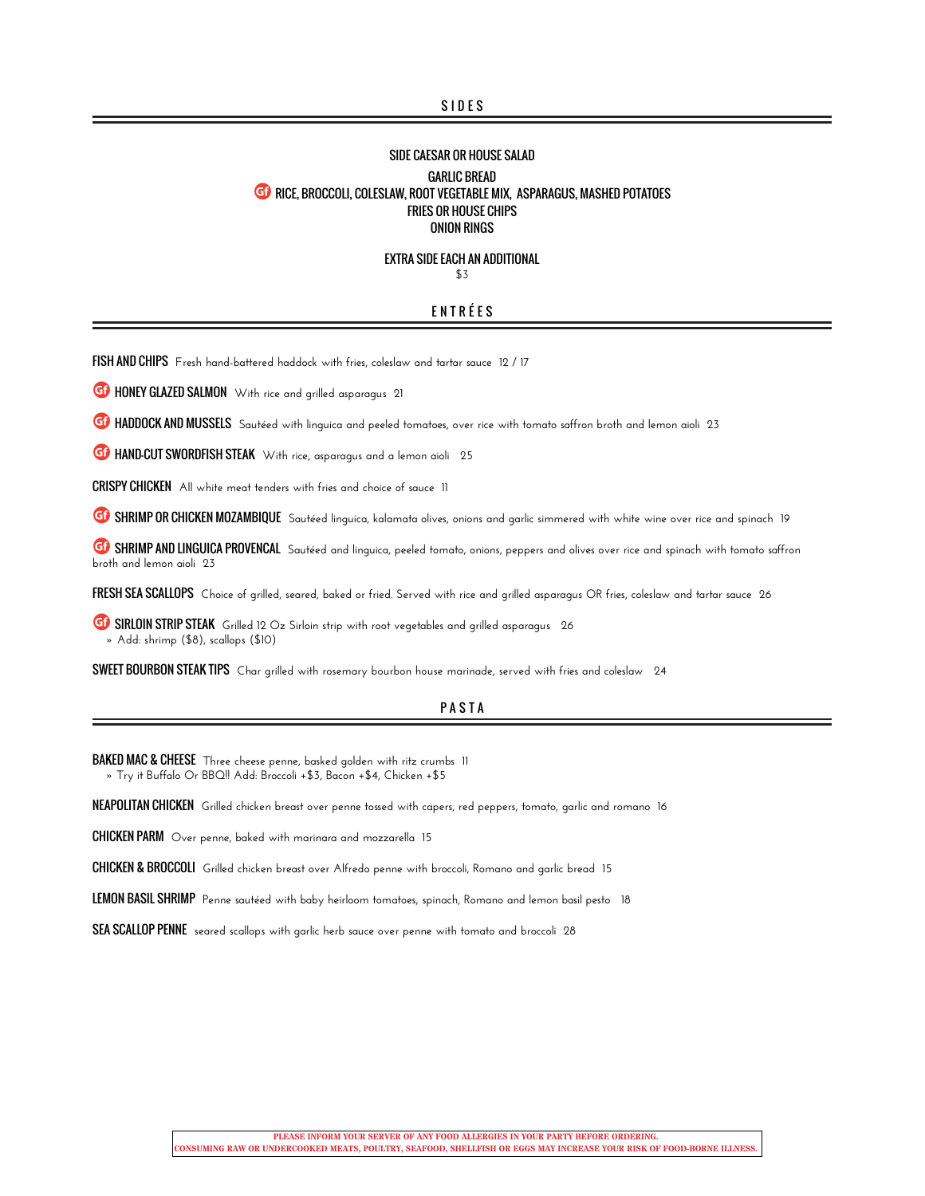## SIDES

**SIDE CAESAR OR HOUSE SALAD**

**GARLIC BREAD**

Gf **RICE, BROCCOLI, COLESLAW, ROOT VEGETABLE MIX, ASPARAGUS, MASHED POTATOES**

**FRIES OR HOUSE CHIPS**

**ONION RINGS**

**EXTRA SIDE EACH AN ADDITIONAL**
$3

## ENTRÉES

**FISH AND CHIPS** Fresh hand-battered haddock with fries, coleslaw and tartar sauce 12 / 17

Gf **HONEY GLAZED SALMON** With rice and grilled asparagus 21

Gf **HADDOCK AND MUSSELS** Sautéed with linguica and peeled tomatoes, over rice with tomato saffron broth and lemon aioli 23

Gf **HAND-CUT SWORDFISH STEAK** With rice, asparagus and a lemon aioli 25

**CRISPY CHICKEN** All white meat tenders with fries and choice of sauce 11

Gf **SHRIMP OR CHICKEN MOZAMBIQUE** Sautéed linguica, kalamata olives, onions and garlic simmered with white wine over rice and spinach 19

Gf **SHRIMP AND LINGUICA PROVENCAL** Sautéed and linguica, peeled tomato, onions, peppers and olives over rice and spinach with tomato saffron broth and lemon aioli 23

**FRESH SEA SCALLOPS** Choice of grilled, seared, baked or fried. Served with rice and grilled asparagus OR fries, coleslaw and tartar sauce 26

Gf **SIRLOIN STRIP STEAK** Grilled 12 Oz Sirloin strip with root vegetables and grilled asparagus 26
» Add: shrimp ($8), scallops ($10)

**SWEET BOURBON STEAK TIPS** Char grilled with rosemary bourbon house marinade, served with fries and coleslaw 24

## PASTA

**BAKED MAC & CHEESE** Three cheese penne, basked golden with ritz crumbs 11
» Try it Buffalo Or BBQ!! Add: Broccoli +$3, Bacon +$4, Chicken +$5

**NEAPOLITAN CHICKEN** Grilled chicken breast over penne tossed with capers, red peppers, tomato, garlic and romano 16

**CHICKEN PARM** Over penne, baked with marinara and mozzarella 15

**CHICKEN & BROCCOLI** Grilled chicken breast over Alfredo penne with broccoli, Romano and garlic bread 15

**LEMON BASIL SHRIMP** Penne sautéed with baby heirloom tomatoes, spinach, Romano and lemon basil pesto 18

**SEA SCALLOP PENNE** seared scallops with garlic herb sauce over penne with tomato and broccoli 28

PLEASE INFORM YOUR SERVER OF ANY FOOD ALLERGIES IN YOUR PARTY BEFORE ORDERING.
CONSUMING RAW OR UNDERCOOKED MEATS, POULTRY, SEAFOOD, SHELLFISH OR EGGS MAY INCREASE YOUR RISK OF FOOD-BORNE ILLNESS.